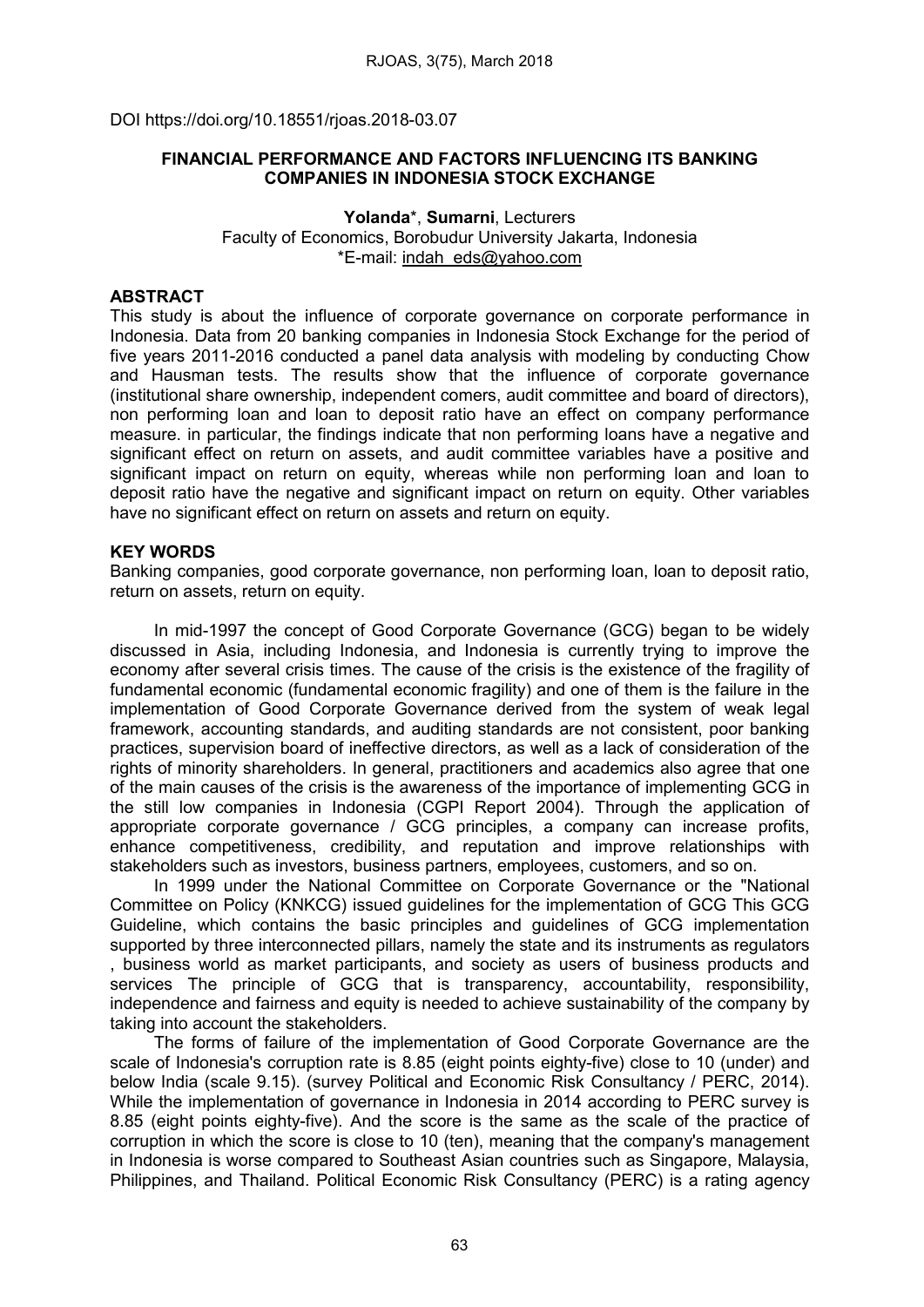DOI https://doi.org/10.18551/rjoas.2018-03.07

# FINANCIAL PERFORMANCE AND FACTORS INFLUENCING ITS BANKING COMPANIES IN INDONESIA STOCK EXCHANGE

**Yolanda***, **Sumarni**, Lecturers
Faculty of Economics, Borobudur University Jakarta, Indonesia
*E-mail: indah_eds@yahoo.com

## ABSTRACT

This study is about the influence of corporate governance on corporate performance in Indonesia. Data from 20 banking companies in Indonesia Stock Exchange for the period of five years 2011-2016 conducted a panel data analysis with modeling by conducting Chow and Hausman tests. The results show that the influence of corporate governance (institutional share ownership, independent comers, audit committee and board of directors), non performing loan and loan to deposit ratio have an effect on company performance measure. in particular, the findings indicate that non performing loans have a negative and significant effect on return on assets, and audit committee variables have a positive and significant impact on return on equity, whereas while non performing loan and loan to deposit ratio have the negative and significant impact on return on equity. Other variables have no significant effect on return on assets and return on equity.

## KEY WORDS

Banking companies, good corporate governance, non performing loan, loan to deposit ratio, return on assets, return on equity.

In mid-1997 the concept of Good Corporate Governance (GCG) began to be widely discussed in Asia, including Indonesia, and Indonesia is currently trying to improve the economy after several crisis times. The cause of the crisis is the existence of the fragility of fundamental economic (fundamental economic fragility) and one of them is the failure in the implementation of Good Corporate Governance derived from the system of weak legal framework, accounting standards, and auditing standards are not consistent, poor banking practices, supervision board of ineffective directors, as well as a lack of consideration of the rights of minority shareholders. In general, practitioners and academics also agree that one of the main causes of the crisis is the awareness of the importance of implementing GCG in the still low companies in Indonesia (CGPI Report 2004). Through the application of appropriate corporate governance / GCG principles, a company can increase profits, enhance competitiveness, credibility, and reputation and improve relationships with stakeholders such as investors, business partners, employees, customers, and so on.

In 1999 under the National Committee on Corporate Governance or the "National Committee on Policy (KNKCG) issued guidelines for the implementation of GCG This GCG Guideline, which contains the basic principles and guidelines of GCG implementation supported by three interconnected pillars, namely the state and its instruments as regulators , business world as market participants, and society as users of business products and services The principle of GCG that is transparency, accountability, responsibility, independence and fairness and equity is needed to achieve sustainability of the company by taking into account the stakeholders.

The forms of failure of the implementation of Good Corporate Governance are the scale of Indonesia's corruption rate is 8.85 (eight points eighty-five) close to 10 (under) and below India (scale 9.15). (survey Political and Economic Risk Consultancy / PERC, 2014). While the implementation of governance in Indonesia in 2014 according to PERC survey is 8.85 (eight points eighty-five). And the score is the same as the scale of the practice of corruption in which the score is close to 10 (ten), meaning that the company's management in Indonesia is worse compared to Southeast Asian countries such as Singapore, Malaysia, Philippines, and Thailand. Political Economic Risk Consultancy (PERC) is a rating agency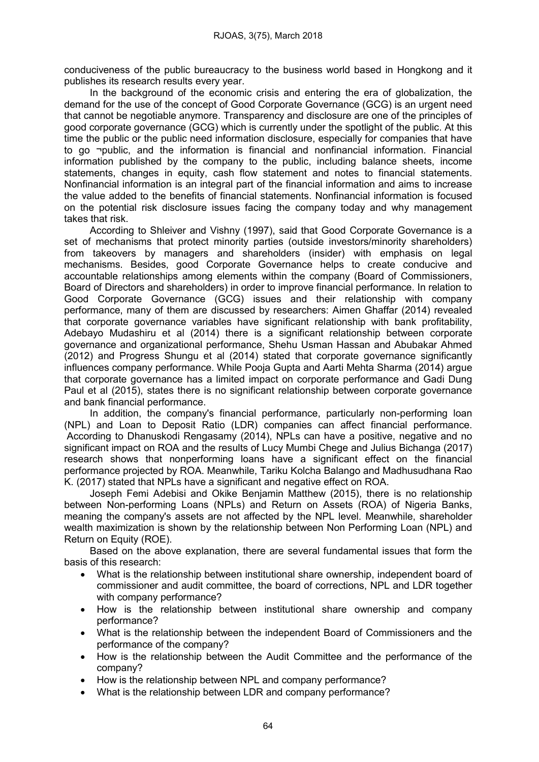conduciveness of the public bureaucracy to the business world based in Hongkong and it publishes its research results every year.

In the background of the economic crisis and entering the era of globalization, the demand for the use of the concept of Good Corporate Governance (GCG) is an urgent need that cannot be negotiable anymore. Transparency and disclosure are one of the principles of good corporate governance (GCG) which is currently under the spotlight of the public. At this time the public or the public need information disclosure, especially for companies that have to go ¬public, and the information is financial and nonfinancial information. Financial information published by the company to the public, including balance sheets, income statements, changes in equity, cash flow statement and notes to financial statements. Nonfinancial information is an integral part of the financial information and aims to increase the value added to the benefits of financial statements. Nonfinancial information is focused on the potential risk disclosure issues facing the company today and why management takes that risk.

According to Shleiver and Vishny (1997), said that Good Corporate Governance is a set of mechanisms that protect minority parties (outside investors/minority shareholders) from takeovers by managers and shareholders (insider) with emphasis on legal mechanisms. Besides, good Corporate Governance helps to create conducive and accountable relationships among elements within the company (Board of Commissioners, Board of Directors and shareholders) in order to improve financial performance. In relation to Good Corporate Governance (GCG) issues and their relationship with company performance, many of them are discussed by researchers: Aimen Ghaffar (2014) revealed that corporate governance variables have significant relationship with bank profitability, Adebayo Mudashiru et al (2014) there is a significant relationship between corporate governance and organizational performance, Shehu Usman Hassan and Abubakar Ahmed (2012) and Progress Shungu et al (2014) stated that corporate governance significantly influences company performance. While Pooja Gupta and Aarti Mehta Sharma (2014) argue that corporate governance has a limited impact on corporate performance and Gadi Dung Paul et al (2015), states there is no significant relationship between corporate governance and bank financial performance.

In addition, the company's financial performance, particularly non-performing loan (NPL) and Loan to Deposit Ratio (LDR) companies can affect financial performance. According to Dhanuskodi Rengasamy (2014), NPLs can have a positive, negative and no significant impact on ROA and the results of Lucy Mumbi Chege and Julius Bichanga (2017) research shows that nonperforming loans have a significant effect on the financial performance projected by ROA. Meanwhile, Tariku Kolcha Balango and Madhusudhana Rao K. (2017) stated that NPLs have a significant and negative effect on ROA.

Joseph Femi Adebisi and Okike Benjamin Matthew (2015), there is no relationship between Non-performing Loans (NPLs) and Return on Assets (ROA) of Nigeria Banks, meaning the company's assets are not affected by the NPL level. Meanwhile, shareholder wealth maximization is shown by the relationship between Non Performing Loan (NPL) and Return on Equity (ROE).

Based on the above explanation, there are several fundamental issues that form the basis of this research:

- What is the relationship between institutional share ownership, independent board of commissioner and audit committee, the board of corrections, NPL and LDR together with company performance?
- How is the relationship between institutional share ownership and company performance?
- What is the relationship between the independent Board of Commissioners and the performance of the company?
- How is the relationship between the Audit Committee and the performance of the company?
- How is the relationship between NPL and company performance?
- What is the relationship between LDR and company performance?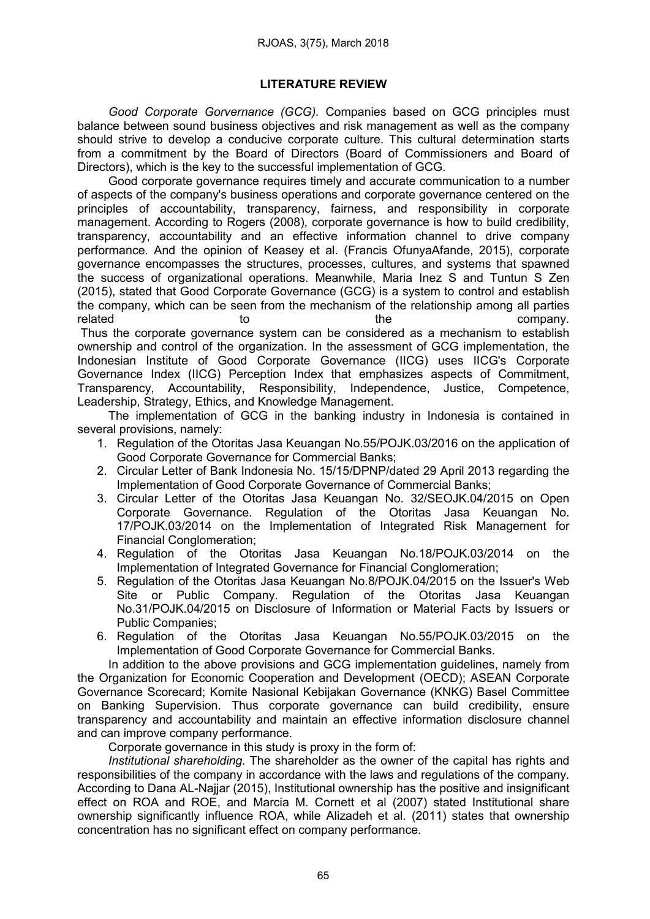## LITERATURE REVIEW

*Good Corporate Gorvernance (GCG).* Companies based on GCG principles must balance between sound business objectives and risk management as well as the company should strive to develop a conducive corporate culture. This cultural determination starts from a commitment by the Board of Directors (Board of Commissioners and Board of Directors), which is the key to the successful implementation of GCG.

Good corporate governance requires timely and accurate communication to a number of aspects of the company's business operations and corporate governance centered on the principles of accountability, transparency, fairness, and responsibility in corporate management. According to Rogers (2008), corporate governance is how to build credibility, transparency, accountability and an effective information channel to drive company performance. And the opinion of Keasey et al. (Francis OfunyaAfande, 2015), corporate governance encompasses the structures, processes, cultures, and systems that spawned the success of organizational operations. Meanwhile, Maria Inez S and Tuntun S Zen (2015), stated that Good Corporate Governance (GCG) is a system to control and establish the company, which can be seen from the mechanism of the relationship among all parties related to the company.

Thus the corporate governance system can be considered as a mechanism to establish ownership and control of the organization. In the assessment of GCG implementation, the Indonesian Institute of Good Corporate Governance (IICG) uses IICG's Corporate Governance Index (IICG) Perception Index that emphasizes aspects of Commitment, Transparency, Accountability, Responsibility, Independence, Justice, Competence, Leadership, Strategy, Ethics, and Knowledge Management.

The implementation of GCG in the banking industry in Indonesia is contained in several provisions, namely:

1. Regulation of the Otoritas Jasa Keuangan No.55/POJK.03/2016 on the application of Good Corporate Governance for Commercial Banks;
2. Circular Letter of Bank Indonesia No. 15/15/DPNP/dated 29 April 2013 regarding the Implementation of Good Corporate Governance of Commercial Banks;
3. Circular Letter of the Otoritas Jasa Keuangan No. 32/SEOJK.04/2015 on Open Corporate Governance. Regulation of the Otoritas Jasa Keuangan No. 17/POJK.03/2014 on the Implementation of Integrated Risk Management for Financial Conglomeration;
4. Regulation of the Otoritas Jasa Keuangan No.18/POJK.03/2014 on the Implementation of Integrated Governance for Financial Conglomeration;
5. Regulation of the Otoritas Jasa Keuangan No.8/POJK.04/2015 on the Issuer's Web Site or Public Company. Regulation of the Otoritas Jasa Keuangan No.31/POJK.04/2015 on Disclosure of Information or Material Facts by Issuers or Public Companies;
6. Regulation of the Otoritas Jasa Keuangan No.55/POJK.03/2015 on the Implementation of Good Corporate Governance for Commercial Banks.

In addition to the above provisions and GCG implementation guidelines, namely from the Organization for Economic Cooperation and Development (OECD); ASEAN Corporate Governance Scorecard; Komite Nasional Kebijakan Governance (KNKG) Basel Committee on Banking Supervision. Thus corporate governance can build credibility, ensure transparency and accountability and maintain an effective information disclosure channel and can improve company performance.

Corporate governance in this study is proxy in the form of:

*Institutional shareholding.* The shareholder as the owner of the capital has rights and responsibilities of the company in accordance with the laws and regulations of the company. According to Dana AL-Najjar (2015), Institutional ownership has the positive and insignificant effect on ROA and ROE, and Marcia M. Cornett et al (2007) stated Institutional share ownership significantly influence ROA, while Alizadeh et al. (2011) states that ownership concentration has no significant effect on company performance.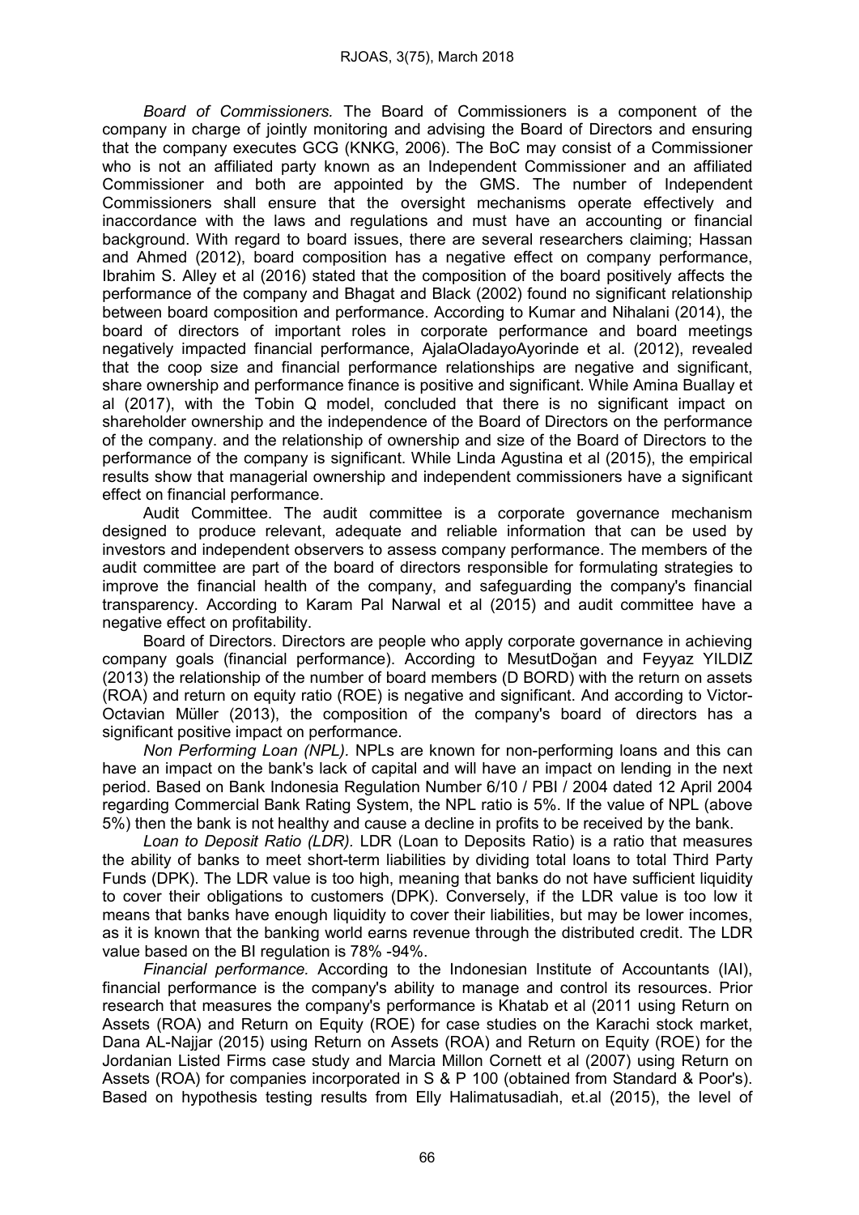*Board of Commissioners.* The Board of Commissioners is a component of the company in charge of jointly monitoring and advising the Board of Directors and ensuring that the company executes GCG (KNKG, 2006). The BoC may consist of a Commissioner who is not an affiliated party known as an Independent Commissioner and an affiliated Commissioner and both are appointed by the GMS. The number of Independent Commissioners shall ensure that the oversight mechanisms operate effectively and inaccordance with the laws and regulations and must have an accounting or financial background. With regard to board issues, there are several researchers claiming; Hassan and Ahmed (2012), board composition has a negative effect on company performance, Ibrahim S. Alley et al (2016) stated that the composition of the board positively affects the performance of the company and Bhagat and Black (2002) found no significant relationship between board composition and performance. According to Kumar and Nihalani (2014), the board of directors of important roles in corporate performance and board meetings negatively impacted financial performance, AjalaOladayoAyorinde et al. (2012), revealed that the coop size and financial performance relationships are negative and significant, share ownership and performance finance is positive and significant. While Amina Buallay et al (2017), with the Tobin Q model, concluded that there is no significant impact on shareholder ownership and the independence of the Board of Directors on the performance of the company. and the relationship of ownership and size of the Board of Directors to the performance of the company is significant. While Linda Agustina et al (2015), the empirical results show that managerial ownership and independent commissioners have a significant effect on financial performance.

Audit Committee. The audit committee is a corporate governance mechanism designed to produce relevant, adequate and reliable information that can be used by investors and independent observers to assess company performance. The members of the audit committee are part of the board of directors responsible for formulating strategies to improve the financial health of the company, and safeguarding the company's financial transparency. According to Karam Pal Narwal et al (2015) and audit committee have a negative effect on profitability.

Board of Directors. Directors are people who apply corporate governance in achieving company goals (financial performance). According to MesutDoğan and Feyyaz YILDIZ (2013) the relationship of the number of board members (D BORD) with the return on assets (ROA) and return on equity ratio (ROE) is negative and significant. And according to Victor-Octavian Müller (2013), the composition of the company's board of directors has a significant positive impact on performance.

*Non Performing Loan (NPL).* NPLs are known for non-performing loans and this can have an impact on the bank's lack of capital and will have an impact on lending in the next period. Based on Bank Indonesia Regulation Number 6/10 / PBI / 2004 dated 12 April 2004 regarding Commercial Bank Rating System, the NPL ratio is 5%. If the value of NPL (above 5%) then the bank is not healthy and cause a decline in profits to be received by the bank.

*Loan to Deposit Ratio (LDR).* LDR (Loan to Deposits Ratio) is a ratio that measures the ability of banks to meet short-term liabilities by dividing total loans to total Third Party Funds (DPK). The LDR value is too high, meaning that banks do not have sufficient liquidity to cover their obligations to customers (DPK). Conversely, if the LDR value is too low it means that banks have enough liquidity to cover their liabilities, but may be lower incomes, as it is known that the banking world earns revenue through the distributed credit. The LDR value based on the BI regulation is 78% -94%.

*Financial performance.* According to the Indonesian Institute of Accountants (IAI), financial performance is the company's ability to manage and control its resources. Prior research that measures the company's performance is Khatab et al (2011 using Return on Assets (ROA) and Return on Equity (ROE) for case studies on the Karachi stock market, Dana AL-Najjar (2015) using Return on Assets (ROA) and Return on Equity (ROE) for the Jordanian Listed Firms case study and Marcia Millon Cornett et al (2007) using Return on Assets (ROA) for companies incorporated in S & P 100 (obtained from Standard & Poor's). Based on hypothesis testing results from Elly Halimatusadiah, et.al (2015), the level of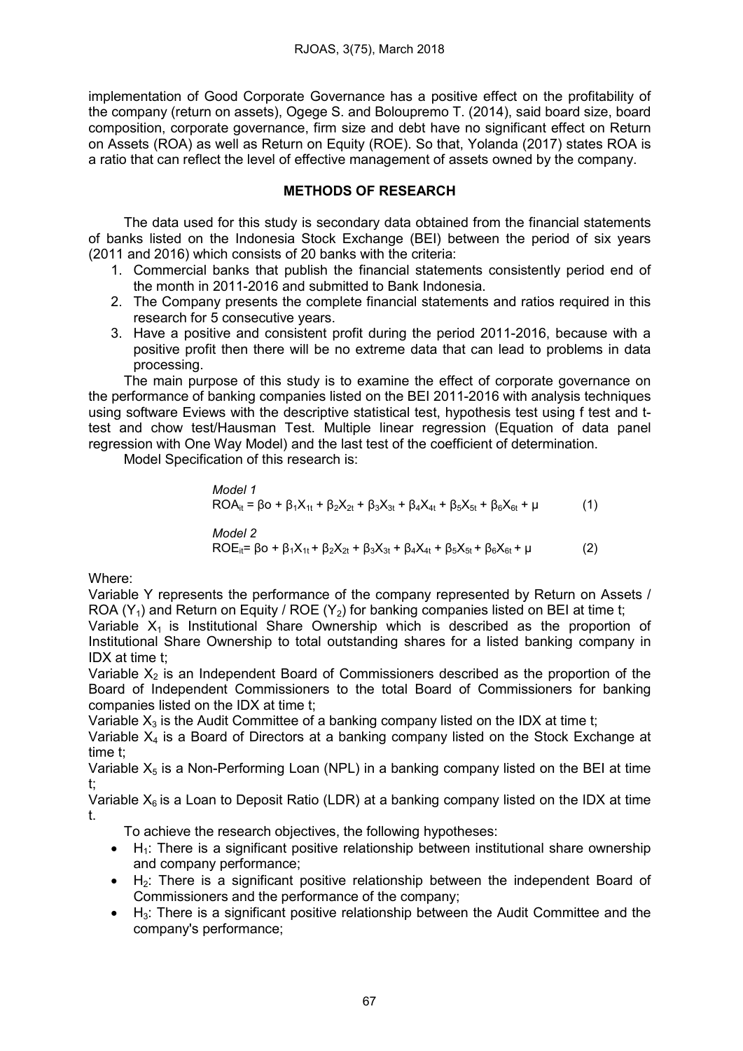implementation of Good Corporate Governance has a positive effect on the profitability of the company (return on assets), Ogege S. and Boloupremo T. (2014), said board size, board composition, corporate governance, firm size and debt have no significant effect on Return on Assets (ROA) as well as Return on Equity (ROE). So that, Yolanda (2017) states ROA is a ratio that can reflect the level of effective management of assets owned by the company.

## METHODS OF RESEARCH

The data used for this study is secondary data obtained from the financial statements of banks listed on the Indonesia Stock Exchange (BEI) between the period of six years (2011 and 2016) which consists of 20 banks with the criteria:

1. Commercial banks that publish the financial statements consistently period end of the month in 2011-2016 and submitted to Bank Indonesia.
2. The Company presents the complete financial statements and ratios required in this research for 5 consecutive years.
3. Have a positive and consistent profit during the period 2011-2016, because with a positive profit then there will be no extreme data that can lead to problems in data processing.

The main purpose of this study is to examine the effect of corporate governance on the performance of banking companies listed on the BEI 2011-2016 with analysis techniques using software Eviews with the descriptive statistical test, hypothesis test using f test and t-test and chow test/Hausman Test. Multiple linear regression (Equation of data panel regression with One Way Model) and the last test of the coefficient of determination.

Model Specification of this research is:

*Model 1*

$$ROA_{it} = \beta o + \beta_1 X_{1t} + \beta_2 X_{2t} + \beta_3 X_{3t} + \beta_4 X_{4t} + \beta_5 X_{5t} + \beta_6 X_{6t} + \mu \quad (1)$$

*Model 2*

$$ROE_{it} = \beta o + \beta_1 X_{1t} + \beta_2 X_{2t} + \beta_3 X_{3t} + \beta_4 X_{4t} + \beta_5 X_{5t} + \beta_6 X_{6t} + \mu \quad (2)$$

Where:

Variable Y represents the performance of the company represented by Return on Assets / ROA ($Y_1$) and Return on Equity / ROE ($Y_2$) for banking companies listed on BEI at time t;

Variable $X_1$ is Institutional Share Ownership which is described as the proportion of Institutional Share Ownership to total outstanding shares for a listed banking company in IDX at time t;

Variable $X_2$ is an Independent Board of Commissioners described as the proportion of the Board of Independent Commissioners to the total Board of Commissioners for banking companies listed on the IDX at time t;

Variable $X_3$ is the Audit Committee of a banking company listed on the IDX at time t;

Variable $X_4$ is a Board of Directors at a banking company listed on the Stock Exchange at time t;

Variable $X_5$ is a Non-Performing Loan (NPL) in a banking company listed on the BEI at time t;

Variable $X_6$ is a Loan to Deposit Ratio (LDR) at a banking company listed on the IDX at time t.

To achieve the research objectives, the following hypotheses:

- $H_1$: There is a significant positive relationship between institutional share ownership and company performance;
- $H_2$: There is a significant positive relationship between the independent Board of Commissioners and the performance of the company;
- $H_3$: There is a significant positive relationship between the Audit Committee and the company's performance;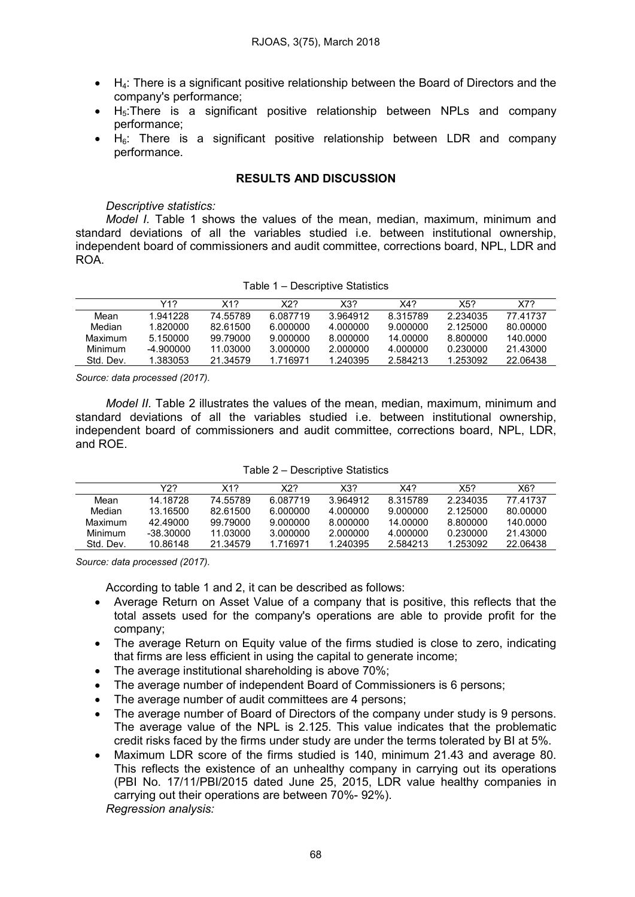- $H_4$: There is a significant positive relationship between the Board of Directors and the company's performance;
- $H_5$:There is a significant positive relationship between NPLs and company performance;
- $H_6$: There is a significant positive relationship between LDR and company performance.

## RESULTS AND DISCUSSION

*Descriptive statistics:*

*Model I.* Table 1 shows the values of the mean, median, maximum, minimum and standard deviations of all the variables studied i.e. between institutional ownership, independent board of commissioners and audit committee, corrections board, NPL, LDR and ROA.

Table 1 – Descriptive Statistics

| | Y1? | X1? | X2? | X3? | X4? | X5? | X7? |
|---|---|---|---|---|---|---|---|
| Mean | 1.941228 | 74.55789 | 6.087719 | 3.964912 | 8.315789 | 2.234035 | 77.41737 |
| Median | 1.820000 | 82.61500 | 6.000000 | 4.000000 | 9.000000 | 2.125000 | 80.00000 |
| Maximum | 5.150000 | 99.79000 | 9.000000 | 8.000000 | 14.00000 | 8.800000 | 140.0000 |
| Minimum | -4.900000 | 11.03000 | 3.000000 | 2.000000 | 4.000000 | 0.230000 | 21.43000 |
| Std. Dev. | 1.383053 | 21.34579 | 1.716971 | 1.240395 | 2.584213 | 1.253092 | 22.06438 |

*Source: data processed (2017).*

*Model II.* Table 2 illustrates the values of the mean, median, maximum, minimum and standard deviations of all the variables studied i.e. between institutional ownership, independent board of commissioners and audit committee, corrections board, NPL, LDR, and ROE.

Table 2 – Descriptive Statistics

| | Y2? | X1? | X2? | X3? | X4? | X5? | X6? |
|---|---|---|---|---|---|---|---|
| Mean | 14.18728 | 74.55789 | 6.087719 | 3.964912 | 8.315789 | 2.234035 | 77.41737 |
| Median | 13.16500 | 82.61500 | 6.000000 | 4.000000 | 9.000000 | 2.125000 | 80.00000 |
| Maximum | 42.49000 | 99.79000 | 9.000000 | 8.000000 | 14.00000 | 8.800000 | 140.0000 |
| Minimum | -38.30000 | 11.03000 | 3.000000 | 2.000000 | 4.000000 | 0.230000 | 21.43000 |
| Std. Dev. | 10.86148 | 21.34579 | 1.716971 | 1.240395 | 2.584213 | 1.253092 | 22.06438 |

*Source: data processed (2017).*

According to table 1 and 2, it can be described as follows:

- Average Return on Asset Value of a company that is positive, this reflects that the total assets used for the company's operations are able to provide profit for the company;
- The average Return on Equity value of the firms studied is close to zero, indicating that firms are less efficient in using the capital to generate income;
- The average institutional shareholding is above 70%;
- The average number of independent Board of Commissioners is 6 persons;
- The average number of audit committees are 4 persons;
- The average number of Board of Directors of the company under study is 9 persons. The average value of the NPL is 2.125. This value indicates that the problematic credit risks faced by the firms under study are under the terms tolerated by BI at 5%.
- Maximum LDR score of the firms studied is 140, minimum 21.43 and average 80. This reflects the existence of an unhealthy company in carrying out its operations (PBI No. 17/11/PBI/2015 dated June 25, 2015, LDR value healthy companies in carrying out their operations are between 70%- 92%).

*Regression analysis:*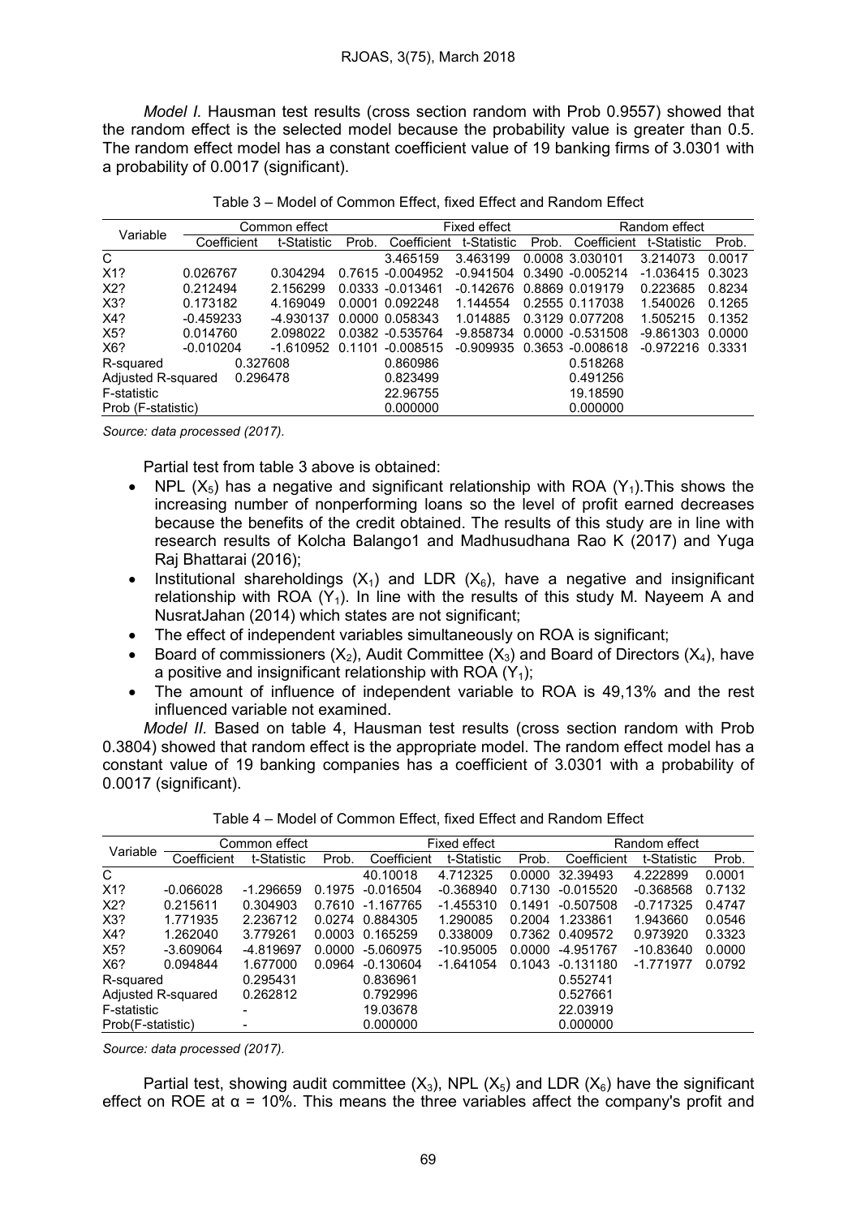*Model I.* Hausman test results (cross section random with Prob 0.9557) showed that the random effect is the selected model because the probability value is greater than 0.5. The random effect model has a constant coefficient value of 19 banking firms of 3.0301 with a probability of 0.0017 (significant).

Table 3 – Model of Common Effect, fixed Effect and Random Effect

| Variable | Common effect | | | Fixed effect | | | Random effect | | |
|---|---|---|---|---|---|---|---|---|---|
| | Coefficient | t-Statistic | Prob. | Coefficient | t-Statistic | Prob. | Coefficient | t-Statistic | Prob. |
| C | | | | 3.465159 | 3.463199 | 0.0008 | 3.030101 | 3.214073 | 0.0017 |
| X1? | 0.026767 | 0.304294 | 0.7615 | -0.004952 | -0.941504 | 0.3490 | -0.005214 | -1.036415 | 0.3023 |
| X2? | 0.212494 | 2.156299 | 0.0333 | -0.013461 | -0.142676 | 0.8869 | 0.019179 | 0.223685 | 0.8234 |
| X3? | 0.173182 | 4.169049 | 0.0001 | 0.092248 | 1.144554 | 0.2555 | 0.117038 | 1.540026 | 0.1265 |
| X4? | -0.459233 | -4.930137 | 0.0000 | 0.058343 | 1.014885 | 0.3129 | 0.077208 | 1.505215 | 0.1352 |
| X5? | 0.014760 | 2.098022 | 0.0382 | -0.535764 | -9.858734 | 0.0000 | -0.531508 | -9.861303 | 0.0000 |
| X6? | -0.010204 | -1.610952 | 0.1101 | -0.008515 | -0.909935 | 0.3653 | -0.008618 | -0.972216 | 0.3331 |
| R-squared | 0.327608 | | | 0.860986 | | | 0.518268 | | |
| Adjusted R-squared | 0.296478 | | | 0.823499 | | | 0.491256 | | |
| F-statistic | | | | 22.96755 | | | 19.18590 | | |
| Prob (F-statistic) | | | | 0.000000 | | | 0.000000 | | |

*Source: data processed (2017).*

Partial test from table 3 above is obtained:

- NPL ($X_5$) has a negative and significant relationship with ROA ($Y_1$).This shows the increasing number of nonperforming loans so the level of profit earned decreases because the benefits of the credit obtained. The results of this study are in line with research results of Kolcha Balango1 and Madhusudhana Rao K (2017) and Yuga Raj Bhattarai (2016);
- Institutional shareholdings ($X_1$) and LDR ($X_6$), have a negative and insignificant relationship with ROA ($Y_1$). In line with the results of this study M. Nayeem A and NusratJahan (2014) which states are not significant;
- The effect of independent variables simultaneously on ROA is significant;
- Board of commissioners ($X_2$), Audit Committee ($X_3$) and Board of Directors ($X_4$), have a positive and insignificant relationship with ROA ($Y_1$);
- The amount of influence of independent variable to ROA is 49,13% and the rest influenced variable not examined.

*Model II.* Based on table 4, Hausman test results (cross section random with Prob 0.3804) showed that random effect is the appropriate model. The random effect model has a constant value of 19 banking companies has a coefficient of 3.0301 with a probability of 0.0017 (significant).

Table 4 – Model of Common Effect, fixed Effect and Random Effect

| Variable | Common effect | | | Fixed effect | | | Random effect | | |
|---|---|---|---|---|---|---|---|---|---|
| | Coefficient | t-Statistic | Prob. | Coefficient | t-Statistic | Prob. | Coefficient | t-Statistic | Prob. |
| C | | | | 40.10018 | 4.712325 | 0.0000 | 32.39493 | 4.222899 | 0.0001 |
| X1? | -0.066028 | -1.296659 | 0.1975 | -0.016504 | -0.368940 | 0.7130 | -0.015520 | -0.368568 | 0.7132 |
| X2? | 0.215611 | 0.304903 | 0.7610 | -1.167765 | -1.455310 | 0.1491 | -0.507508 | -0.717325 | 0.4747 |
| X3? | 1.771935 | 2.236712 | 0.0274 | 0.884305 | 1.290085 | 0.2004 | 1.233861 | 1.943660 | 0.0546 |
| X4? | 1.262040 | 3.779261 | 0.0003 | 0.165259 | 0.338009 | 0.7362 | 0.409572 | 0.973920 | 0.3323 |
| X5? | -3.609064 | -4.819697 | 0.0000 | -5.060975 | -10.95005 | 0.0000 | -4.951767 | -10.83640 | 0.0000 |
| X6? | 0.094844 | 1.677000 | 0.0964 | -0.130604 | -1.641054 | 0.1043 | -0.131180 | -1.771977 | 0.0792 |
| R-squared | | 0.295431 | | 0.836961 | | | 0.552741 | | |
| Adjusted R-squared | | 0.262812 | | 0.792996 | | | 0.527661 | | |
| F-statistic | | - | | 19.03678 | | | 22.03919 | | |
| Prob(F-statistic) | | - | | 0.000000 | | | 0.000000 | | |

*Source: data processed (2017).*

Partial test, showing audit committee ($X_3$), NPL ($X_5$) and LDR ($X_6$) have the significant effect on ROE at $\alpha$ = 10%. This means the three variables affect the company's profit and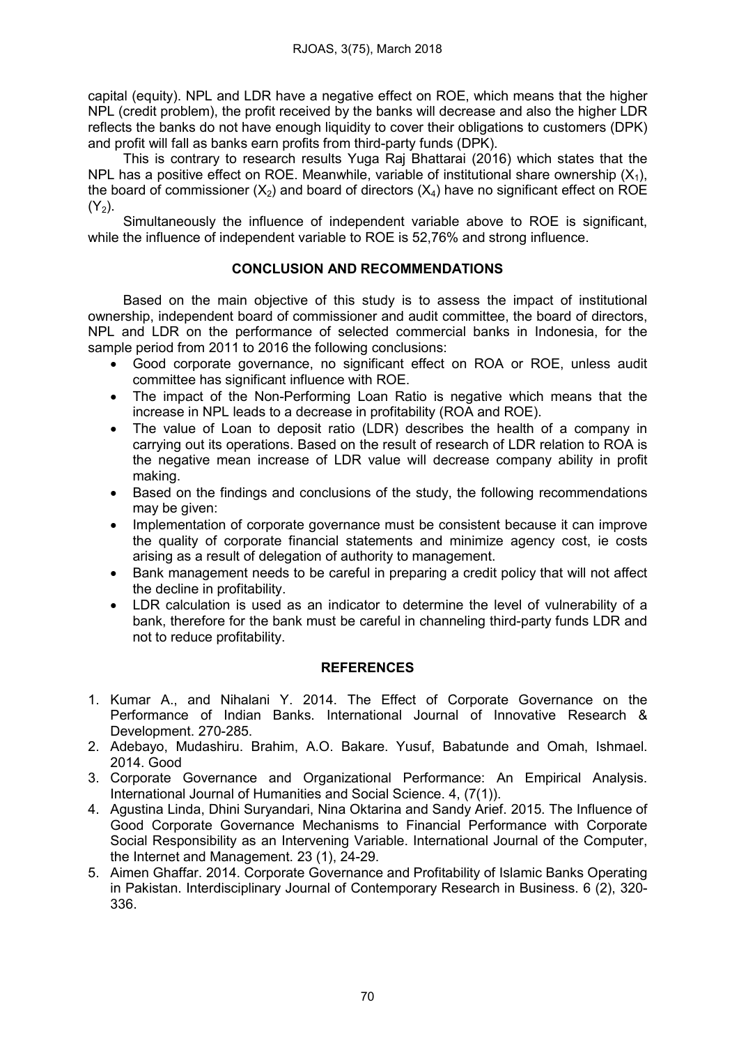capital (equity). NPL and LDR have a negative effect on ROE, which means that the higher NPL (credit problem), the profit received by the banks will decrease and also the higher LDR reflects the banks do not have enough liquidity to cover their obligations to customers (DPK) and profit will fall as banks earn profits from third-party funds (DPK).

This is contrary to research results Yuga Raj Bhattarai (2016) which states that the NPL has a positive effect on ROE. Meanwhile, variable of institutional share ownership ($X_1$), the board of commissioner ($X_2$) and board of directors ($X_4$) have no significant effect on ROE ($Y_2$).

Simultaneously the influence of independent variable above to ROE is significant, while the influence of independent variable to ROE is 52,76% and strong influence.

## CONCLUSION AND RECOMMENDATIONS

Based on the main objective of this study is to assess the impact of institutional ownership, independent board of commissioner and audit committee, the board of directors, NPL and LDR on the performance of selected commercial banks in Indonesia, for the sample period from 2011 to 2016 the following conclusions:

- Good corporate governance, no significant effect on ROA or ROE, unless audit committee has significant influence with ROE.
- The impact of the Non-Performing Loan Ratio is negative which means that the increase in NPL leads to a decrease in profitability (ROA and ROE).
- The value of Loan to deposit ratio (LDR) describes the health of a company in carrying out its operations. Based on the result of research of LDR relation to ROA is the negative mean increase of LDR value will decrease company ability in profit making.
- Based on the findings and conclusions of the study, the following recommendations may be given:
- Implementation of corporate governance must be consistent because it can improve the quality of corporate financial statements and minimize agency cost, ie costs arising as a result of delegation of authority to management.
- Bank management needs to be careful in preparing a credit policy that will not affect the decline in profitability.
- LDR calculation is used as an indicator to determine the level of vulnerability of a bank, therefore for the bank must be careful in channeling third-party funds LDR and not to reduce profitability.

## REFERENCES

1. Kumar A., and Nihalani Y. 2014. The Effect of Corporate Governance on the Performance of Indian Banks. International Journal of Innovative Research & Development. 270-285.
2. Adebayo, Mudashiru. Brahim, A.O. Bakare. Yusuf, Babatunde and Omah, Ishmael. 2014. Good
3. Corporate Governance and Organizational Performance: An Empirical Analysis. International Journal of Humanities and Social Science. 4, (7(1)).
4. Agustina Linda, Dhini Suryandari, Nina Oktarina and Sandy Arief. 2015. The Influence of Good Corporate Governance Mechanisms to Financial Performance with Corporate Social Responsibility as an Intervening Variable. International Journal of the Computer, the Internet and Management. 23 (1), 24-29.
5. Aimen Ghaffar. 2014. Corporate Governance and Profitability of Islamic Banks Operating in Pakistan. Interdisciplinary Journal of Contemporary Research in Business. 6 (2), 320-336.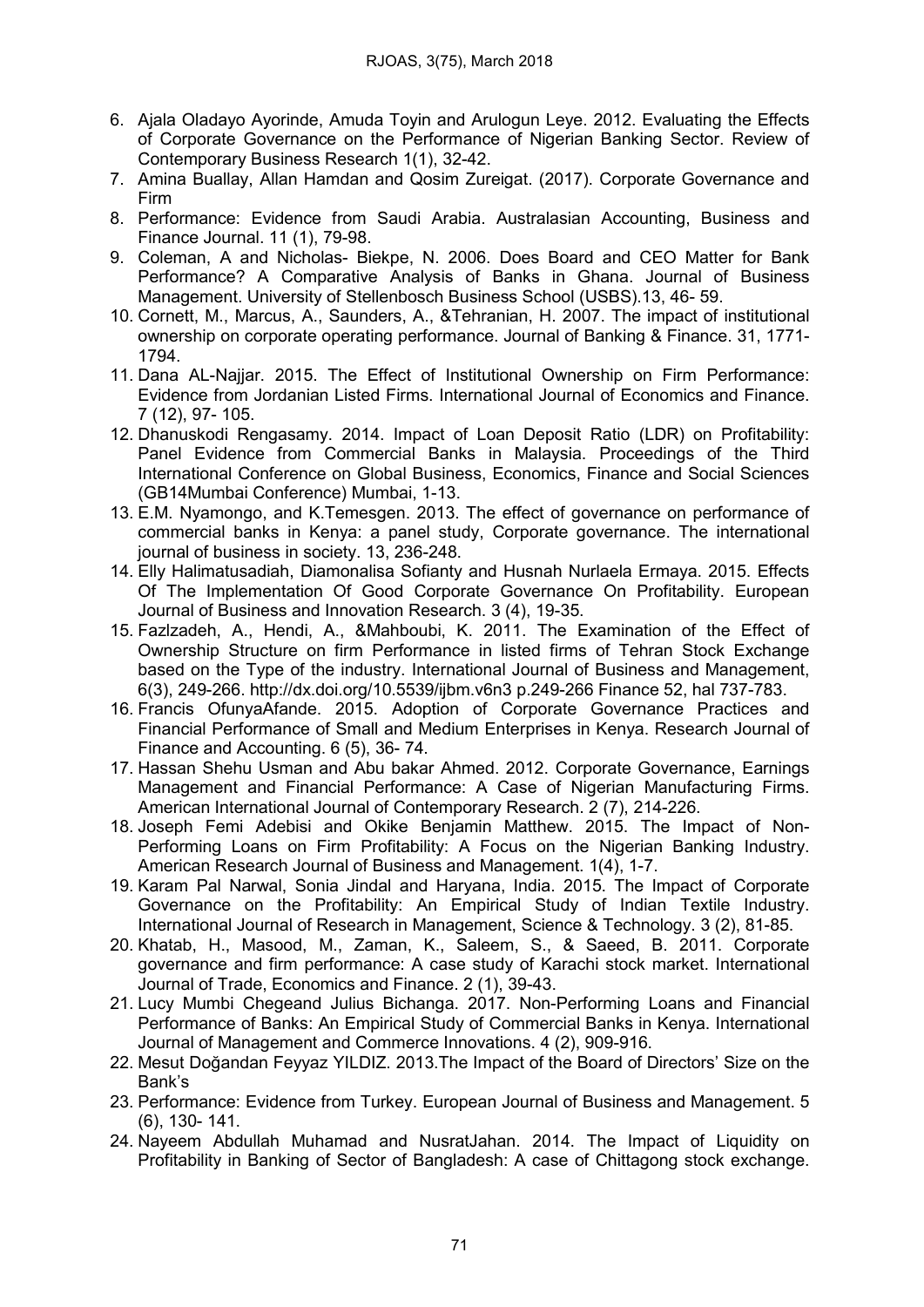6. Ajala Oladayo Ayorinde, Amuda Toyin and Arulogun Leye. 2012. Evaluating the Effects of Corporate Governance on the Performance of Nigerian Banking Sector. Review of Contemporary Business Research 1(1), 32-42.
7. Amina Buallay, Allan Hamdan and Qosim Zureigat. (2017). Corporate Governance and Firm
8. Performance: Evidence from Saudi Arabia. Australasian Accounting, Business and Finance Journal. 11 (1), 79-98.
9. Coleman, A and Nicholas- Biekpe, N. 2006. Does Board and CEO Matter for Bank Performance? A Comparative Analysis of Banks in Ghana. Journal of Business Management. University of Stellenbosch Business School (USBS).13, 46- 59.
10. Cornett, M., Marcus, A., Saunders, A., &Tehranian, H. 2007. The impact of institutional ownership on corporate operating performance. Journal of Banking & Finance. 31, 1771-1794.
11. Dana AL-Najjar. 2015. The Effect of Institutional Ownership on Firm Performance: Evidence from Jordanian Listed Firms. International Journal of Economics and Finance. 7 (12), 97- 105.
12. Dhanuskodi Rengasamy. 2014. Impact of Loan Deposit Ratio (LDR) on Profitability: Panel Evidence from Commercial Banks in Malaysia. Proceedings of the Third International Conference on Global Business, Economics, Finance and Social Sciences (GB14Mumbai Conference) Mumbai, 1-13.
13. E.M. Nyamongo, and K.Temesgen. 2013. The effect of governance on performance of commercial banks in Kenya: a panel study, Corporate governance. The international journal of business in society. 13, 236-248.
14. Elly Halimatusadiah, Diamonalisa Sofianty and Husnah Nurlaela Ermaya. 2015. Effects Of The Implementation Of Good Corporate Governance On Profitability. European Journal of Business and Innovation Research. 3 (4), 19-35.
15. Fazlzadeh, A., Hendi, A., &Mahboubi, K. 2011. The Examination of the Effect of Ownership Structure on firm Performance in listed firms of Tehran Stock Exchange based on the Type of the industry. International Journal of Business and Management, 6(3), 249-266. http://dx.doi.org/10.5539/ijbm.v6n3 p.249-266 Finance 52, hal 737-783.
16. Francis OfunyaAfande. 2015. Adoption of Corporate Governance Practices and Financial Performance of Small and Medium Enterprises in Kenya. Research Journal of Finance and Accounting. 6 (5), 36- 74.
17. Hassan Shehu Usman and Abu bakar Ahmed. 2012. Corporate Governance, Earnings Management and Financial Performance: A Case of Nigerian Manufacturing Firms. American International Journal of Contemporary Research. 2 (7), 214-226.
18. Joseph Femi Adebisi and Okike Benjamin Matthew. 2015. The Impact of Non-Performing Loans on Firm Profitability: A Focus on the Nigerian Banking Industry. American Research Journal of Business and Management. 1(4), 1-7.
19. Karam Pal Narwal, Sonia Jindal and Haryana, India. 2015. The Impact of Corporate Governance on the Profitability: An Empirical Study of Indian Textile Industry. International Journal of Research in Management, Science & Technology. 3 (2), 81-85.
20. Khatab, H., Masood, M., Zaman, K., Saleem, S., & Saeed, B. 2011. Corporate governance and firm performance: A case study of Karachi stock market. International Journal of Trade, Economics and Finance. 2 (1), 39-43.
21. Lucy Mumbi Chegeand Julius Bichanga. 2017. Non-Performing Loans and Financial Performance of Banks: An Empirical Study of Commercial Banks in Kenya. International Journal of Management and Commerce Innovations. 4 (2), 909-916.
22. Mesut Doğandan Feyyaz YILDIZ. 2013.The Impact of the Board of Directors' Size on the Bank's
23. Performance: Evidence from Turkey. European Journal of Business and Management. 5 (6), 130- 141.
24. Nayeem Abdullah Muhamad and NusratJahan. 2014. The Impact of Liquidity on Profitability in Banking of Sector of Bangladesh: A case of Chittagong stock exchange.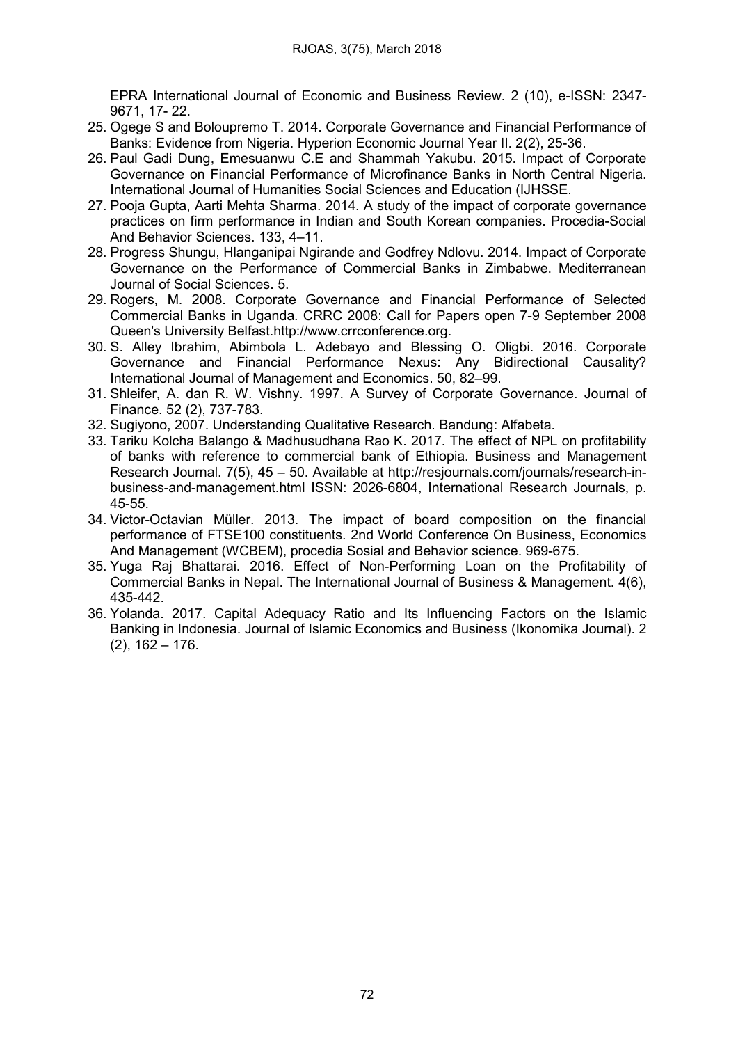EPRA International Journal of Economic and Business Review. 2 (10), e-ISSN: 2347-9671, 17- 22.

25. Ogege S and Boloupremo T. 2014. Corporate Governance and Financial Performance of Banks: Evidence from Nigeria. Hyperion Economic Journal Year II. 2(2), 25-36.
26. Paul Gadi Dung, Emesuanwu C.E and Shammah Yakubu. 2015. Impact of Corporate Governance on Financial Performance of Microfinance Banks in North Central Nigeria. International Journal of Humanities Social Sciences and Education (IJHSSE.
27. Pooja Gupta, Aarti Mehta Sharma. 2014. A study of the impact of corporate governance practices on firm performance in Indian and South Korean companies. Procedia-Social And Behavior Sciences. 133, 4–11.
28. Progress Shungu, Hlanganipai Ngirande and Godfrey Ndlovu. 2014. Impact of Corporate Governance on the Performance of Commercial Banks in Zimbabwe. Mediterranean Journal of Social Sciences. 5.
29. Rogers, M. 2008. Corporate Governance and Financial Performance of Selected Commercial Banks in Uganda. CRRC 2008: Call for Papers open 7-9 September 2008 Queen's University Belfast.http://www.crrconference.org.
30. S. Alley Ibrahim, Abimbola L. Adebayo and Blessing O. Oligbi. 2016. Corporate Governance and Financial Performance Nexus: Any Bidirectional Causality? International Journal of Management and Economics. 50, 82–99.
31. Shleifer, A. dan R. W. Vishny. 1997. A Survey of Corporate Governance. Journal of Finance. 52 (2), 737-783.
32. Sugiyono, 2007. Understanding Qualitative Research. Bandung: Alfabeta.
33. Tariku Kolcha Balango & Madhusudhana Rao K. 2017. The effect of NPL on profitability of banks with reference to commercial bank of Ethiopia. Business and Management Research Journal. 7(5), 45 – 50. Available at http://resjournals.com/journals/research-in-business-and-management.html ISSN: 2026-6804, International Research Journals, p. 45-55.
34. Victor-Octavian Müller. 2013. The impact of board composition on the financial performance of FTSE100 constituents. 2nd World Conference On Business, Economics And Management (WCBEM), procedia Sosial and Behavior science. 969-675.
35. Yuga Raj Bhattarai. 2016. Effect of Non-Performing Loan on the Profitability of Commercial Banks in Nepal. The International Journal of Business & Management. 4(6), 435-442.
36. Yolanda. 2017. Capital Adequacy Ratio and Its Influencing Factors on the Islamic Banking in Indonesia. Journal of Islamic Economics and Business (Ikonomika Journal). 2 (2), 162 – 176.